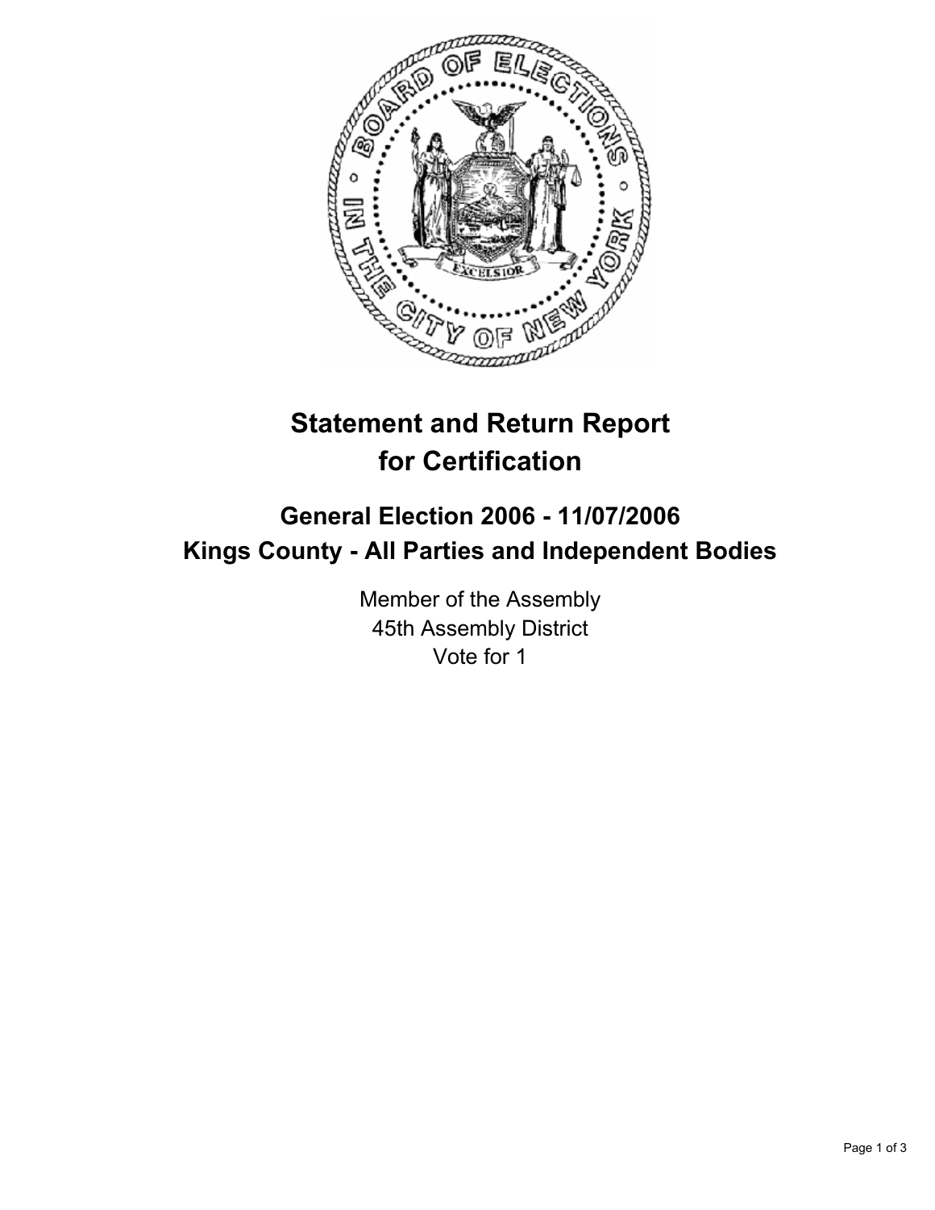# Statement and Return Report for Certification

## General Election 2006 - 11/07/2006
## Kings County - All Parties and Independent Bodies

Member of the Assembly
45th Assembly District
Vote for 1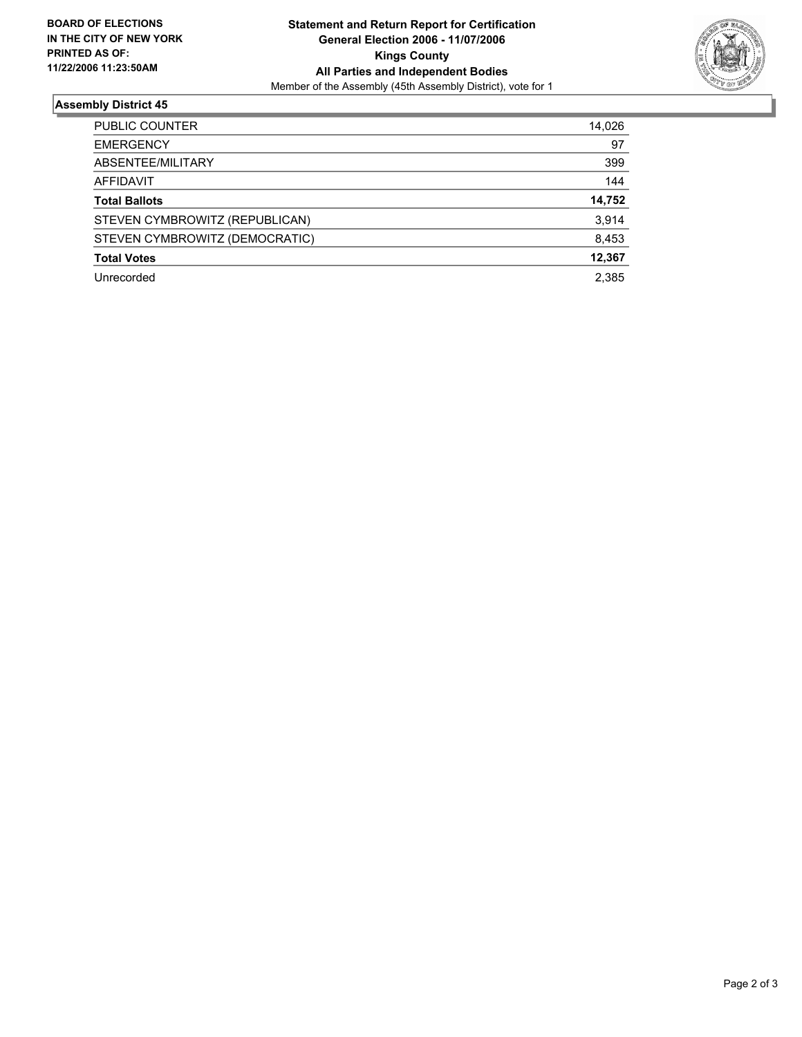**BOARD OF ELECTIONS IN THE CITY OF NEW YORK PRINTED AS OF: 11/22/2006 11:23:50AM**

**Statement and Return Report for Certification**
**General Election 2006 - 11/07/2006**
**Kings County**
**All Parties and Independent Bodies**
Member of the Assembly (45th Assembly District), vote for 1

## Assembly District 45

| | |
|---|---|
| PUBLIC COUNTER | 14,026 |
| EMERGENCY | 97 |
| ABSENTEE/MILITARY | 399 |
| AFFIDAVIT | 144 |
| **Total Ballots** | **14,752** |
| STEVEN CYMBROWITZ (REPUBLICAN) | 3,914 |
| STEVEN CYMBROWITZ (DEMOCRATIC) | 8,453 |
| **Total Votes** | **12,367** |
| Unrecorded | 2,385 |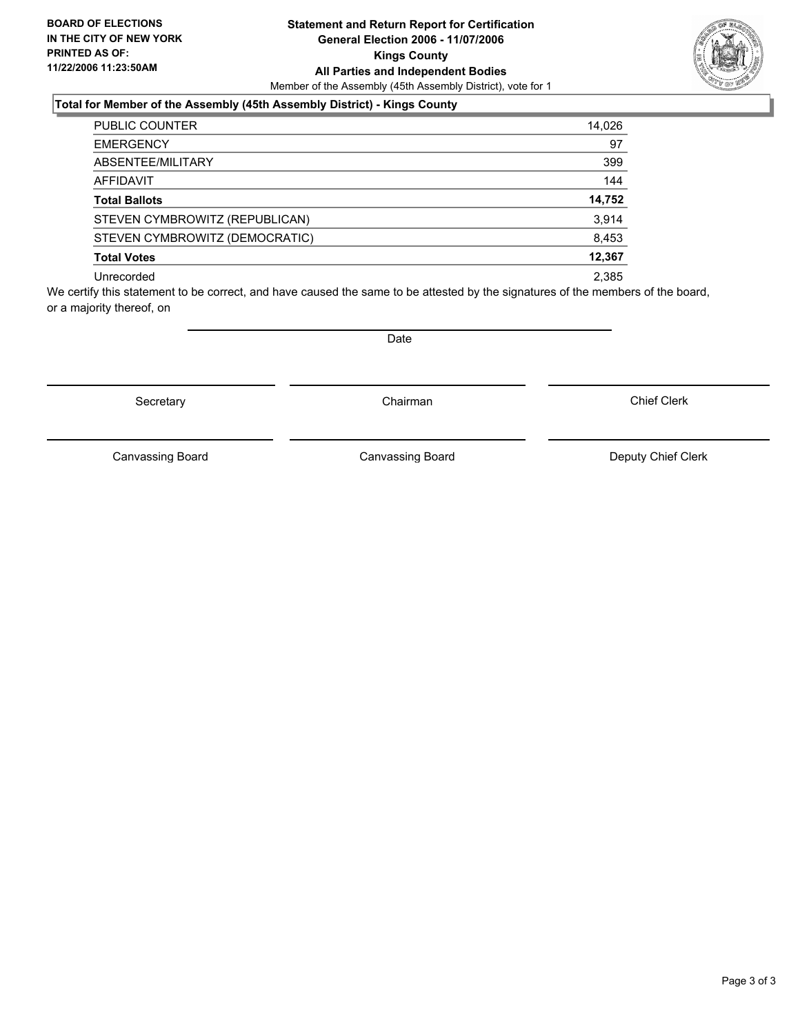**BOARD OF ELECTIONS IN THE CITY OF NEW YORK PRINTED AS OF: 11/22/2006 11:23:50AM**

**Statement and Return Report for Certification**
**General Election 2006 - 11/07/2006**
**Kings County**
**All Parties and Independent Bodies**
Member of the Assembly (45th Assembly District), vote for 1

### Total for Member of the Assembly (45th Assembly District) - Kings County

| | |
|---|---|
| PUBLIC COUNTER | 14,026 |
| EMERGENCY | 97 |
| ABSENTEE/MILITARY | 399 |
| AFFIDAVIT | 144 |
| **Total Ballots** | **14,752** |
| STEVEN CYMBROWITZ (REPUBLICAN) | 3,914 |
| STEVEN CYMBROWITZ (DEMOCRATIC) | 8,453 |
| **Total Votes** | **12,367** |
| Unrecorded | 2,385 |

We certify this statement to be correct, and have caused the same to be attested by the signatures of the members of the board, or a majority thereof, on

Date

Secretary

Chairman

Chief Clerk

Canvassing Board

Canvassing Board

Deputy Chief Clerk